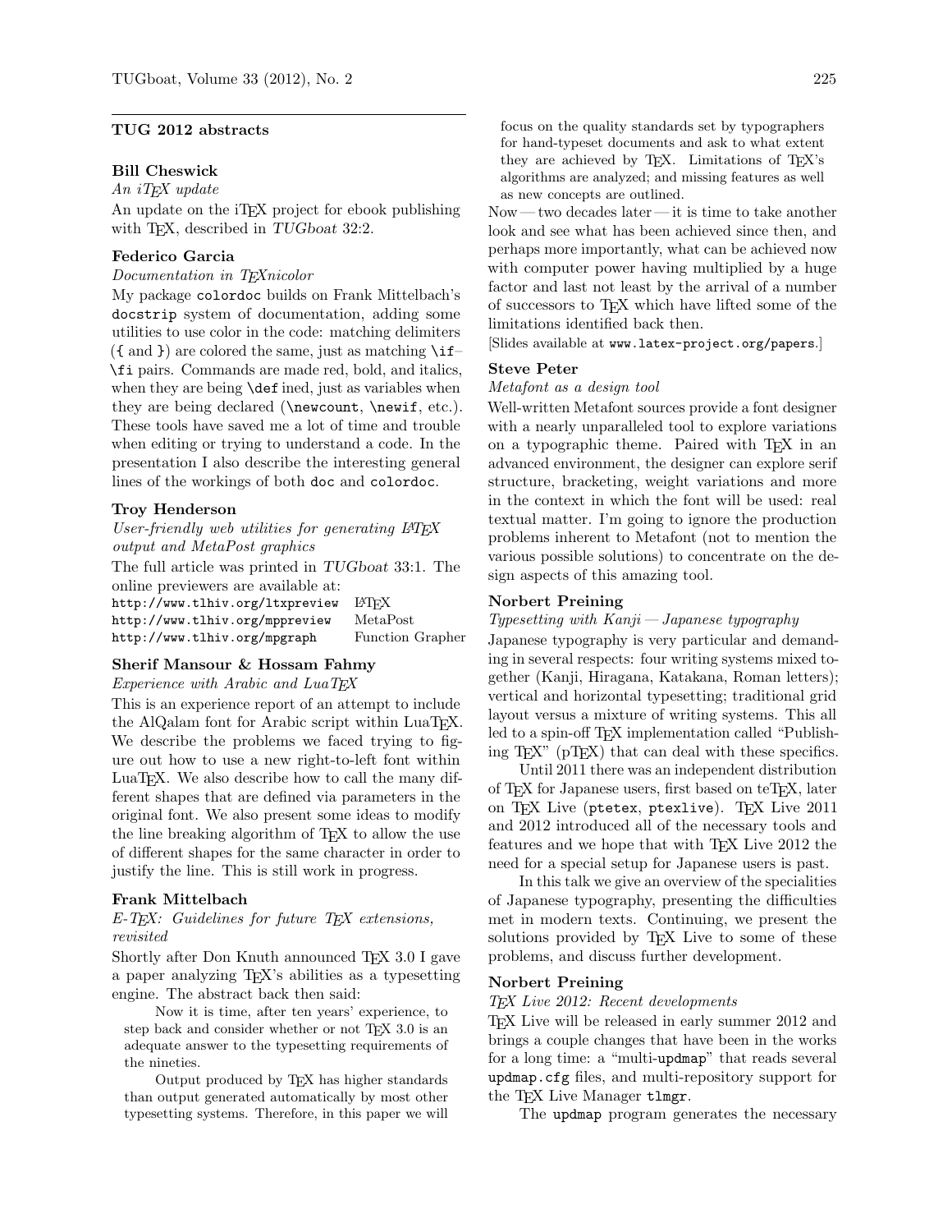## TUG 2012 abstracts

### Bill Cheswick

*An iTeX update*

An update on the iTeX project for ebook publishing with TeX, described in *TUGboat* 32:2.

### Federico Garcia

*Documentation in TeXnicolor*

My package `colordoc` builds on Frank Mittelbach's `docstrip` system of documentation, adding some utilities to use color in the code: matching delimiters (`{` and `}`) are colored the same, just as matching `\if`–`\fi` pairs. Commands are made red, bold, and italics, when they are being `\def`ined, just as variables when they are being declared (`\newcount`, `\newif`, etc.). These tools have saved me a lot of time and trouble when editing or trying to understand a code. In the presentation I also describe the interesting general lines of the workings of both `doc` and `colordoc`.

### Troy Henderson

*User-friendly web utilities for generating LaTeX output and MetaPost graphics*

The full article was printed in *TUGboat* 33:1. The online previewers are available at:

| | |
|---|---|
| `http://www.tlhiv.org/ltxpreview` | LaTeX |
| `http://www.tlhiv.org/mppreview` | MetaPost |
| `http://www.tlhiv.org/mpgraph` | Function Grapher |

### Sherif Mansour & Hossam Fahmy

*Experience with Arabic and LuaTeX*

This is an experience report of an attempt to include the AlQalam font for Arabic script within LuaTeX. We describe the problems we faced trying to figure out how to use a new right-to-left font within LuaTeX. We also describe how to call the many different shapes that are defined via parameters in the original font. We also present some ideas to modify the line breaking algorithm of TeX to allow the use of different shapes for the same character in order to justify the line. This is still work in progress.

### Frank Mittelbach

*E-TeX: Guidelines for future TeX extensions, revisited*

Shortly after Don Knuth announced TeX 3.0 I gave a paper analyzing TeX's abilities as a typesetting engine. The abstract back then said:

> Now it is time, after ten years' experience, to step back and consider whether or not TeX 3.0 is an adequate answer to the typesetting requirements of the nineties.
>
> Output produced by TeX has higher standards than output generated automatically by most other typesetting systems. Therefore, in this paper we will focus on the quality standards set by typographers for hand-typeset documents and ask to what extent they are achieved by TeX. Limitations of TeX's algorithms are analyzed; and missing features as well as new concepts are outlined.

Now — two decades later — it is time to take another look and see what has been achieved since then, and perhaps more importantly, what can be achieved now with computer power having multiplied by a huge factor and last not least by the arrival of a number of successors to TeX which have lifted some of the limitations identified back then.

[Slides available at `www.latex-project.org/papers`.]

### Steve Peter

*Metafont as a design tool*

Well-written Metafont sources provide a font designer with a nearly unparalleled tool to explore variations on a typographic theme. Paired with TeX in an advanced environment, the designer can explore serif structure, bracketing, weight variations and more in the context in which the font will be used: real textual matter. I'm going to ignore the production problems inherent to Metafont (not to mention the various possible solutions) to concentrate on the design aspects of this amazing tool.

### Norbert Preining

*Typesetting with Kanji — Japanese typography*

Japanese typography is very particular and demanding in several respects: four writing systems mixed together (Kanji, Hiragana, Katakana, Roman letters); vertical and horizontal typesetting; traditional grid layout versus a mixture of writing systems. This all led to a spin-off TeX implementation called "Publishing TeX" (pTeX) that can deal with these specifics.

Until 2011 there was an independent distribution of TeX for Japanese users, first based on teTeX, later on TeX Live (`ptetex`, `ptexlive`). TeX Live 2011 and 2012 introduced all of the necessary tools and features and we hope that with TeX Live 2012 the need for a special setup for Japanese users is past.

In this talk we give an overview of the specialities of Japanese typography, presenting the difficulties met in modern texts. Continuing, we present the solutions provided by TeX Live to some of these problems, and discuss further development.

### Norbert Preining

*TeX Live 2012: Recent developments*

TeX Live will be released in early summer 2012 and brings a couple changes that have been in the works for a long time: a "multi-`updmap`" that reads several `updmap.cfg` files, and multi-repository support for the TeX Live Manager `tlmgr`.

The `updmap` program generates the necessary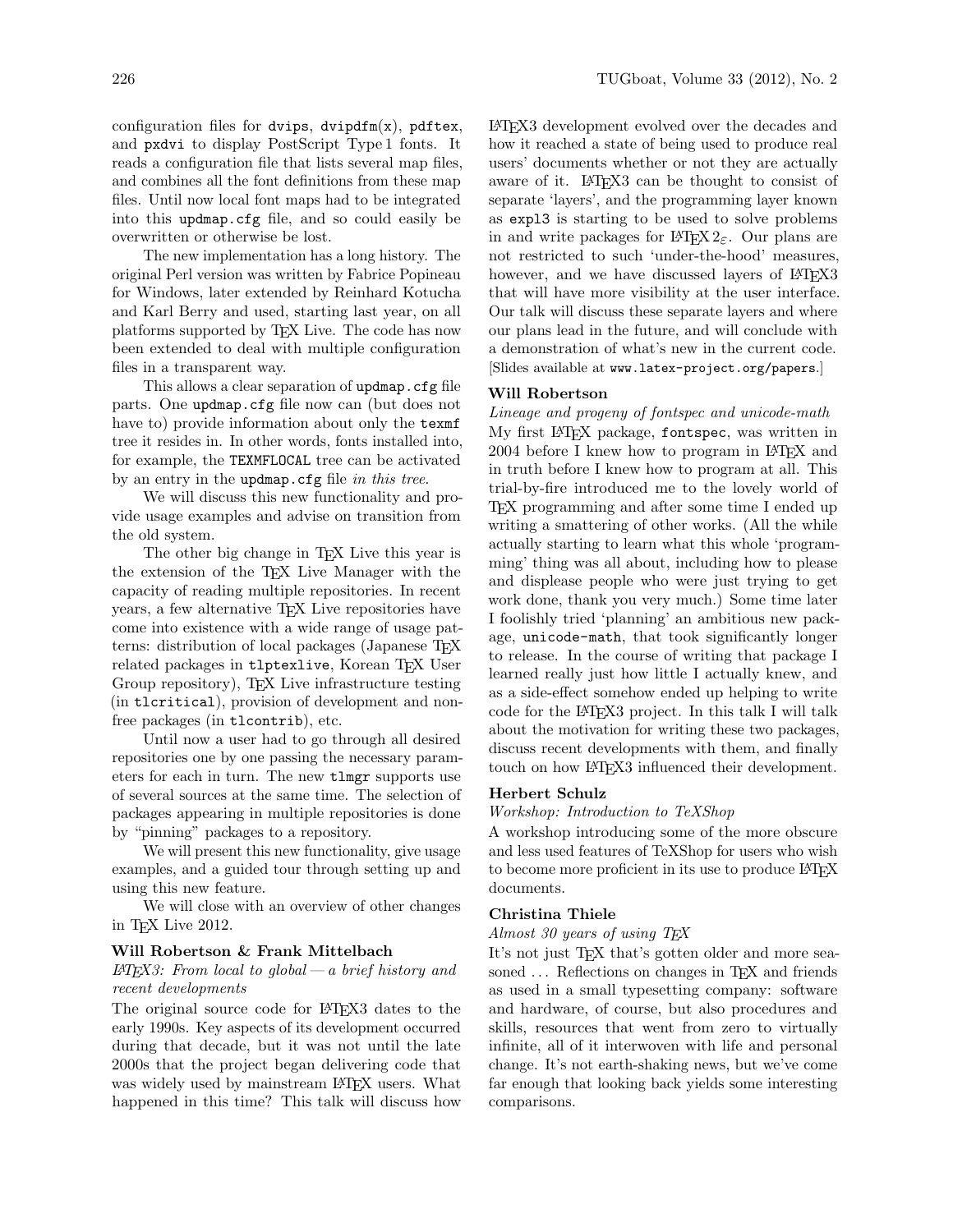configuration files for dvips, dvipdfm(x), pdftex, and pxdvi to display PostScript Type 1 fonts. It reads a configuration file that lists several map files, and combines all the font definitions from these map files. Until now local font maps had to be integrated into this updmap.cfg file, and so could easily be overwritten or otherwise be lost.

The new implementation has a long history. The original Perl version was written by Fabrice Popineau for Windows, later extended by Reinhard Kotucha and Karl Berry and used, starting last year, on all platforms supported by TeX Live. The code has now been extended to deal with multiple configuration files in a transparent way.

This allows a clear separation of updmap.cfg file parts. One updmap.cfg file now can (but does not have to) provide information about only the texmf tree it resides in. In other words, fonts installed into, for example, the TEXMFLOCAL tree can be activated by an entry in the updmap.cfg file *in this tree*.

We will discuss this new functionality and provide usage examples and advise on transition from the old system.

The other big change in TeX Live this year is the extension of the TeX Live Manager with the capacity of reading multiple repositories. In recent years, a few alternative TeX Live repositories have come into existence with a wide range of usage patterns: distribution of local packages (Japanese TeX related packages in tlptexlive, Korean TeX User Group repository), TeX Live infrastructure testing (in tlcritical), provision of development and non-free packages (in tlcontrib), etc.

Until now a user had to go through all desired repositories one by one passing the necessary parameters for each in turn. The new tlmgr supports use of several sources at the same time. The selection of packages appearing in multiple repositories is done by "pinning" packages to a repository.

We will present this new functionality, give usage examples, and a guided tour through setting up and using this new feature.

We will close with an overview of other changes in TeX Live 2012.

**Will Robertson & Frank Mittelbach**

*LaTeX3: From local to global — a brief history and recent developments*

The original source code for LaTeX3 dates to the early 1990s. Key aspects of its development occurred during that decade, but it was not until the late 2000s that the project began delivering code that was widely used by mainstream LaTeX users. What happened in this time? This talk will discuss how LaTeX3 development evolved over the decades and how it reached a state of being used to produce real users' documents whether or not they are actually aware of it. LaTeX3 can be thought to consist of separate 'layers', and the programming layer known as expl3 is starting to be used to solve problems in and write packages for LaTeX 2$_\varepsilon$. Our plans are not restricted to such 'under-the-hood' measures, however, and we have discussed layers of LaTeX3 that will have more visibility at the user interface. Our talk will discuss these separate layers and where our plans lead in the future, and will conclude with a demonstration of what's new in the current code. [Slides available at www.latex-project.org/papers.]

**Will Robertson**

*Lineage and progeny of fontspec and unicode-math*

My first LaTeX package, fontspec, was written in 2004 before I knew how to program in LaTeX and in truth before I knew how to program at all. This trial-by-fire introduced me to the lovely world of TeX programming and after some time I ended up writing a smattering of other works. (All the while actually starting to learn what this whole 'programming' thing was all about, including how to please and displease people who were just trying to get work done, thank you very much.) Some time later I foolishly tried 'planning' an ambitious new package, unicode-math, that took significantly longer to release. In the course of writing that package I learned really just how little I actually knew, and as a side-effect somehow ended up helping to write code for the LaTeX3 project. In this talk I will talk about the motivation for writing these two packages, discuss recent developments with them, and finally touch on how LaTeX3 influenced their development.

**Herbert Schulz**

*Workshop: Introduction to TeXShop*

A workshop introducing some of the more obscure and less used features of TeXShop for users who wish to become more proficient in its use to produce LaTeX documents.

**Christina Thiele**

*Almost 30 years of using TeX*

It's not just TeX that's gotten older and more seasoned ... Reflections on changes in TeX and friends as used in a small typesetting company: software and hardware, of course, but also procedures and skills, resources that went from zero to virtually infinite, all of it interwoven with life and personal change. It's not earth-shaking news, but we've come far enough that looking back yields some interesting comparisons.